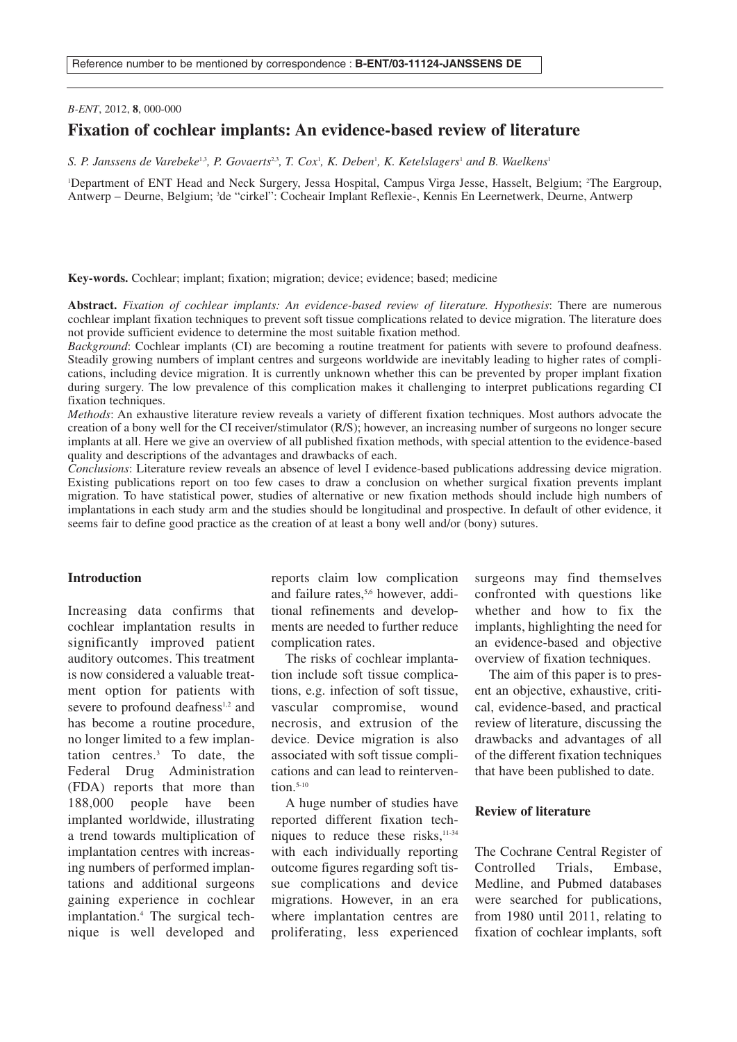Reference number to be mentioned by correspondence : **B-ENT/03-11124-JANSSENS DE**

# Fixation of cochlear implants: An evidence-based review of literature

*S. P. Janssens de Varebeke[1,3], P. Govaerts[2,3], T. Cox[1], K. Deben[1], K. Ketelslagers[1] and B. Waelkens[1]*

[1]Department of ENT Head and Neck Surgery, Jessa Hospital, Campus Virga Jesse, Hasselt, Belgium; [2]The Eargroup, Antwerp – Deurne, Belgium; [3]de "cirkel": Cocheair Implant Reflexie-, Kennis En Leernetwerk, Deurne, Antwerp

**Key-words.** Cochlear; implant; fixation; migration; device; evidence; based; medicine

**Abstract.** *Fixation of cochlear implants: An evidence-based review of literature. Hypothesis*: There are numerous cochlear implant fixation techniques to prevent soft tissue complications related to device migration. The literature does not provide sufficient evidence to determine the most suitable fixation method.

*Background*: Cochlear implants (CI) are becoming a routine treatment for patients with severe to profound deafness. Steadily growing numbers of implant centres and surgeons worldwide are inevitably leading to higher rates of complications, including device migration. It is currently unknown whether this can be prevented by proper implant fixation during surgery. The low prevalence of this complication makes it challenging to interpret publications regarding CI fixation techniques.

*Methods*: An exhaustive literature review reveals a variety of different fixation techniques. Most authors advocate the creation of a bony well for the CI receiver/stimulator (R/S); however, an increasing number of surgeons no longer secure implants at all. Here we give an overview of all published fixation methods, with special attention to the evidence-based quality and descriptions of the advantages and drawbacks of each.

*Conclusions*: Literature review reveals an absence of level I evidence-based publications addressing device migration. Existing publications report on too few cases to draw a conclusion on whether surgical fixation prevents implant migration. To have statistical power, studies of alternative or new fixation methods should include high numbers of implantations in each study arm and the studies should be longitudinal and prospective. In default of other evidence, it seems fair to define good practice as the creation of at least a bony well and/or (bony) sutures.

## Introduction

Increasing data confirms that cochlear implantation results in significantly improved patient auditory outcomes. This treatment is now considered a valuable treatment option for patients with severe to profound deafness[1,2] and has become a routine procedure, no longer limited to a few implantation centres.[3] To date, the Federal Drug Administration (FDA) reports that more than 188,000 people have been implanted worldwide, illustrating a trend towards multiplication of implantation centres with increasing numbers of performed implantations and additional surgeons gaining experience in cochlear implantation.[4] The surgical technique is well developed and reports claim low complication and failure rates,[5,6] however, additional refinements and developments are needed to further reduce complication rates.

The risks of cochlear implantation include soft tissue complications, e.g. infection of soft tissue, vascular compromise, wound necrosis, and extrusion of the device. Device migration is also associated with soft tissue complications and can lead to reintervention.[5-10]

A huge number of studies have reported different fixation techniques to reduce these risks,[11-34] with each individually reporting outcome figures regarding soft tissue complications and device migrations. However, in an era where implantation centres are proliferating, less experienced surgeons may find themselves confronted with questions like whether and how to fix the implants, highlighting the need for an evidence-based and objective overview of fixation techniques.

The aim of this paper is to present an objective, exhaustive, critical, evidence-based, and practical review of literature, discussing the drawbacks and advantages of all of the different fixation techniques that have been published to date.

## Review of literature

The Cochrane Central Register of Controlled Trials, Embase, Medline, and Pubmed databases were searched for publications, from 1980 until 2011, relating to fixation of cochlear implants, soft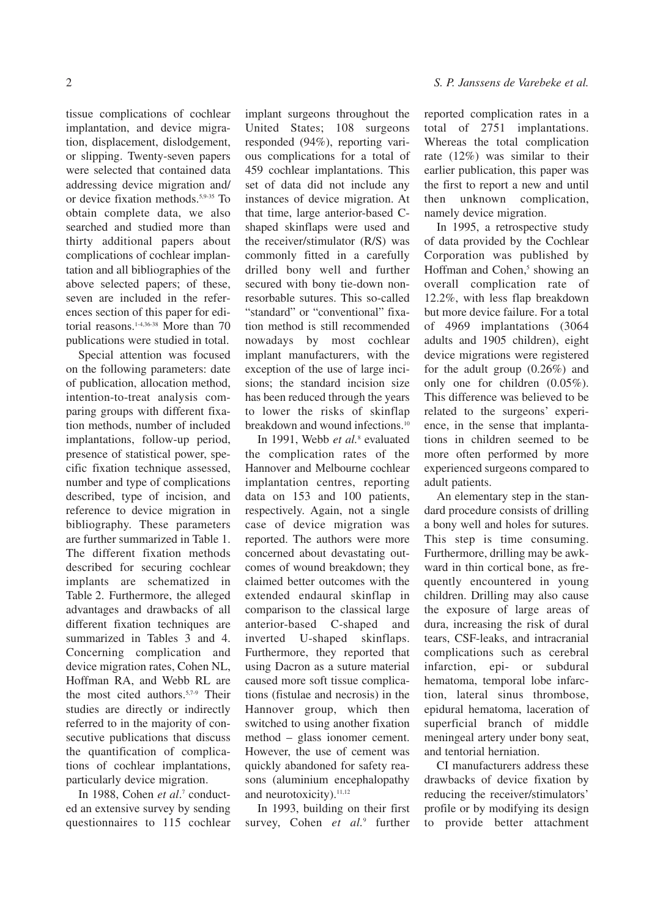tissue complications of cochlear implantation, and device migration, displacement, dislodgement, or slipping. Twenty-seven papers were selected that contained data addressing device migration and/or device fixation methods.[5,9-35] To obtain complete data, we also searched and studied more than thirty additional papers about complications of cochlear implantation and all bibliographies of the above selected papers; of these, seven are included in the references section of this paper for editorial reasons.[1-4,36-38] More than 70 publications were studied in total.

Special attention was focused on the following parameters: date of publication, allocation method, intention-to-treat analysis comparing groups with different fixation methods, number of included implantations, follow-up period, presence of statistical power, specific fixation technique assessed, number and type of complications described, type of incision, and reference to device migration in bibliography. These parameters are further summarized in Table 1. The different fixation methods described for securing cochlear implants are schematized in Table 2. Furthermore, the alleged advantages and drawbacks of all different fixation techniques are summarized in Tables 3 and 4. Concerning complication and device migration rates, Cohen NL, Hoffman RA, and Webb RL are the most cited authors.[5,7-9] Their studies are directly or indirectly referred to in the majority of consecutive publications that discuss the quantification of complications of cochlear implantations, particularly device migration.

In 1988, Cohen *et al*.[7] conducted an extensive survey by sending questionnaires to 115 cochlear implant surgeons throughout the United States; 108 surgeons responded (94%), reporting various complications for a total of 459 cochlear implantations. This set of data did not include any instances of device migration. At that time, large anterior-based C-shaped skinflaps were used and the receiver/stimulator (R/S) was commonly fitted in a carefully drilled bony well and further secured with bony tie-down non-resorbable sutures. This so-called "standard" or "conventional" fixation method is still recommended nowadays by most cochlear implant manufacturers, with the exception of the use of large incisions; the standard incision size has been reduced through the years to lower the risks of skinflap breakdown and wound infections.[10]

In 1991, Webb *et al.*[8] evaluated the complication rates of the Hannover and Melbourne cochlear implantation centres, reporting data on 153 and 100 patients, respectively. Again, not a single case of device migration was reported. The authors were more concerned about devastating outcomes of wound breakdown; they claimed better outcomes with the extended endaural skinflap in comparison to the classical large anterior-based C-shaped and inverted U-shaped skinflaps. Furthermore, they reported that using Dacron as a suture material caused more soft tissue complications (fistulae and necrosis) in the Hannover group, which then switched to using another fixation method – glass ionomer cement. However, the use of cement was quickly abandoned for safety reasons (aluminium encephalopathy and neurotoxicity).[11,12]

In 1993, building on their first survey, Cohen *et al.*[9] further reported complication rates in a total of 2751 implantations. Whereas the total complication rate (12%) was similar to their earlier publication, this paper was the first to report a new and until then unknown complication, namely device migration.

In 1995, a retrospective study of data provided by the Cochlear Corporation was published by Hoffman and Cohen,[5] showing an overall complication rate of 12.2%, with less flap breakdown but more device failure. For a total of 4969 implantations (3064 adults and 1905 children), eight device migrations were registered for the adult group (0.26%) and only one for children (0.05%). This difference was believed to be related to the surgeons' experience, in the sense that implantations in children seemed to be more often performed by more experienced surgeons compared to adult patients.

An elementary step in the standard procedure consists of drilling a bony well and holes for sutures. This step is time consuming. Furthermore, drilling may be awkward in thin cortical bone, as frequently encountered in young children. Drilling may also cause the exposure of large areas of dura, increasing the risk of dural tears, CSF-leaks, and intracranial complications such as cerebral infarction, epi- or subdural hematoma, temporal lobe infarction, lateral sinus thrombose, epidural hematoma, laceration of superficial branch of middle meningeal artery under bony seat, and tentorial herniation.

CI manufacturers address these drawbacks of device fixation by reducing the receiver/stimulators' profile or by modifying its design to provide better attachment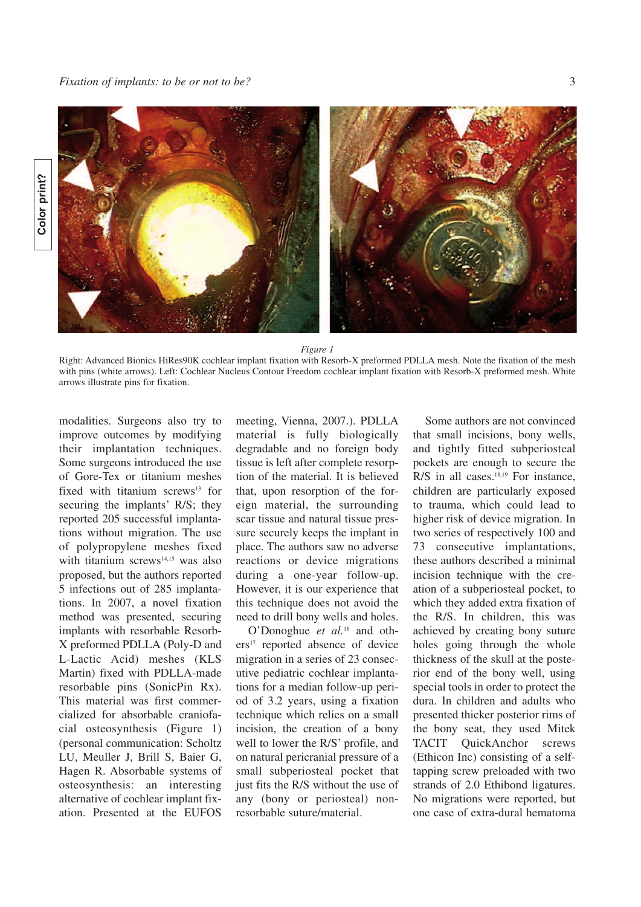*Figure 1*

Right: Advanced Bionics HiRes90K cochlear implant fixation with Resorb-X preformed PDLLA mesh. Note the fixation of the mesh with pins (white arrows). Left: Cochlear Nucleus Contour Freedom cochlear implant fixation with Resorb-X preformed mesh. White arrows illustrate pins for fixation.

modalities. Surgeons also try to improve outcomes by modifying their implantation techniques. Some surgeons introduced the use of Gore-Tex or titanium meshes fixed with titanium screws[13] for securing the implants' R/S; they reported 205 successful implantations without migration. The use of polypropylene meshes fixed with titanium screws[14,15] was also proposed, but the authors reported 5 infections out of 285 implantations. In 2007, a novel fixation method was presented, securing implants with resorbable Resorb-X preformed PDLLA (Poly-D and L-Lactic Acid) meshes (KLS Martin) fixed with PDLLA-made resorbable pins (SonicPin Rx). This material was first commercialized for absorbable craniofacial osteosynthesis (Figure 1) (personal communication: Scholtz LU, Meuller J, Brill S, Baier G, Hagen R. Absorbable systems of osteosynthesis: an interesting alternative of cochlear implant fixation. Presented at the EUFOS meeting, Vienna, 2007.). PDLLA material is fully biologically degradable and no foreign body tissue is left after complete resorption of the material. It is believed that, upon resorption of the foreign material, the surrounding scar tissue and natural tissue pressure securely keeps the implant in place. The authors saw no adverse reactions or device migrations during a one-year follow-up. However, it is our experience that this technique does not avoid the need to drill bony wells and holes.

O'Donoghue *et al.*[16] and others[17] reported absence of device migration in a series of 23 consecutive pediatric cochlear implantations for a median follow-up period of 3.2 years, using a fixation technique which relies on a small incision, the creation of a bony well to lower the R/S' profile, and on natural pericranial pressure of a small subperiosteal pocket that just fits the R/S without the use of any (bony or periosteal) non-resorbable suture/material.

Some authors are not convinced that small incisions, bony wells, and tightly fitted subperiosteal pockets are enough to secure the R/S in all cases.[18,19] For instance, children are particularly exposed to trauma, which could lead to higher risk of device migration. In two series of respectively 100 and 73 consecutive implantations, these authors described a minimal incision technique with the creation of a subperiosteal pocket, to which they added extra fixation of the R/S. In children, this was achieved by creating bony suture holes going through the whole thickness of the skull at the posterior end of the bony well, using special tools in order to protect the dura. In children and adults who presented thicker posterior rims of the bony seat, they used Mitek TACIT QuickAnchor screws (Ethicon Inc) consisting of a self-tapping screw preloaded with two strands of 2.0 Ethibond ligatures. No migrations were reported, but one case of extra-dural hematoma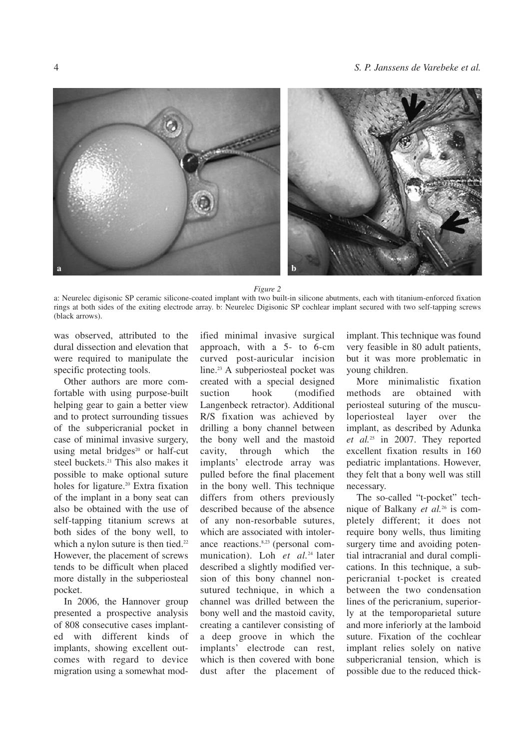*Figure 2*

a: Neurelec digisonic SP ceramic silicone-coated implant with two built-in silicone abutments, each with titanium-enforced fixation rings at both sides of the exiting electrode array. b: Neurelec Digisonic SP cochlear implant secured with two self-tapping screws (black arrows).

was observed, attributed to the dural dissection and elevation that were required to manipulate the specific protecting tools.

Other authors are more comfortable with using purpose-built helping gear to gain a better view and to protect surrounding tissues of the subpericranial pocket in case of minimal invasive surgery, using metal bridges[20] or half-cut steel buckets.[21] This also makes it possible to make optional suture holes for ligature.[20] Extra fixation of the implant in a bony seat can also be obtained with the use of self-tapping titanium screws at both sides of the bony well, to which a nylon suture is then tied.[22] However, the placement of screws tends to be difficult when placed more distally in the subperiosteal pocket.

In 2006, the Hannover group presented a prospective analysis of 808 consecutive cases implanted with different kinds of implants, showing excellent outcomes with regard to device migration using a somewhat modified minimal invasive surgical approach, with a 5- to 6-cm curved post-auricular incision line.[23] A subperiosteal pocket was created with a special designed suction hook (modified Langenbeck retractor). Additional R/S fixation was achieved by drilling a bony channel between the bony well and the mastoid cavity, through which the implants' electrode array was pulled before the final placement in the bony well. This technique differs from others previously described because of the absence of any non-resorbable sutures, which are associated with intolerance reactions.[8,23] (personal communication). Loh *et al.*[24] later described a slightly modified version of this bony channel nonsutured technique, in which a channel was drilled between the bony well and the mastoid cavity, creating a cantilever consisting of a deep groove in which the implants' electrode can rest, which is then covered with bone dust after the placement of implant. This technique was found very feasible in 80 adult patients, but it was more problematic in young children.

More minimalistic fixation methods are obtained with periosteal suturing of the musculoperiosteal layer over the implant, as described by Adunka *et al.*[25] in 2007. They reported excellent fixation results in 160 pediatric implantations. However, they felt that a bony well was still necessary.

The so-called "t-pocket" technique of Balkany *et al.*[26] is completely different; it does not require bony wells, thus limiting surgery time and avoiding potential intracranial and dural complications. In this technique, a subpericranial t-pocket is created between the two condensation lines of the pericranium, superiorly at the temporoparietal suture and more inferiorly at the lamboid suture. Fixation of the cochlear implant relies solely on native subpericranial tension, which is possible due to the reduced thick-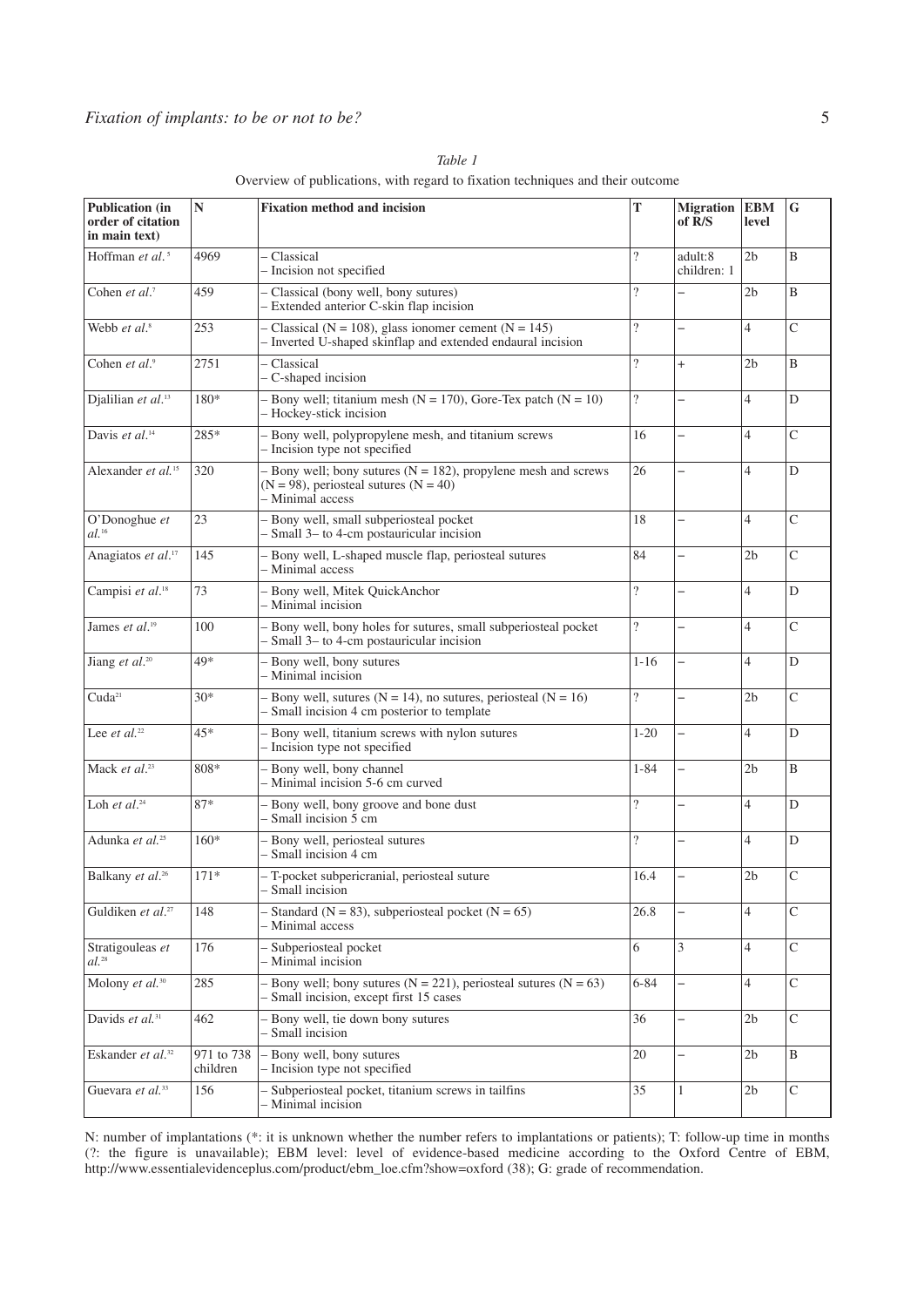*Table 1*

Overview of publications, with regard to fixation techniques and their outcome

| Publication (in order of citation in main text) | N | Fixation method and incision | T | Migration of R/S | EBM level | G |
|---|---|---|---|---|---|---|
| Hoffman *et al.*[5] | 4969 | – Classical<br>– Incision not specified | ? | adult:8<br>children: 1 | 2b | B |
| Cohen *et al.*[7] | 459 | – Classical (bony well, bony sutures)<br>– Extended anterior C-skin flap incision | ? | – | 2b | B |
| Webb *et al.*[8] | 253 | – Classical (N = 108), glass ionomer cement (N = 145)<br>– Inverted U-shaped skinflap and extended endaural incision | ? | – | 4 | C |
| Cohen *et al.*[9] | 2751 | – Classical<br>– C-shaped incision | ? | + | 2b | B |
| Djalilian *et al.*[13] | 180* | – Bony well; titanium mesh (N = 170), Gore-Tex patch (N = 10)<br>– Hockey-stick incision | ? | – | 4 | D |
| Davis *et al.*[14] | 285* | – Bony well, polypropylene mesh, and titanium screws<br>– Incision type not specified | 16 | – | 4 | C |
| Alexander *et al.*[15] | 320 | – Bony well; bony sutures (N = 182), propylene mesh and screws (N = 98), periosteal sutures (N = 40)<br>– Minimal access | 26 | – | 4 | D |
| O'Donoghue *et al.*[16] | 23 | – Bony well, small subperiosteal pocket<br>– Small 3– to 4-cm postauricular incision | 18 | – | 4 | C |
| Anagiatos *et al.*[17] | 145 | – Bony well, L-shaped muscle flap, periosteal sutures<br>– Minimal access | 84 | – | 2b | C |
| Campisi *et al.*[18] | 73 | – Bony well, Mitek QuickAnchor<br>– Minimal incision | ? | – | 4 | D |
| James *et al.*[19] | 100 | – Bony well, bony holes for sutures, small subperiosteal pocket<br>– Small 3– to 4-cm postauricular incision | ? | – | 4 | C |
| Jiang *et al.*[20] | 49* | – Bony well, bony sutures<br>– Minimal incision | 1-16 | – | 4 | D |
| Cuda[21] | 30* | – Bony well, sutures (N = 14), no sutures, periosteal (N = 16)<br>– Small incision 4 cm posterior to template | ? | – | 2b | C |
| Lee *et al.*[22] | 45* | – Bony well, titanium screws with nylon sutures<br>– Incision type not specified | 1-20 | – | 4 | D |
| Mack *et al.*[23] | 808* | – Bony well, bony channel<br>– Minimal incision 5-6 cm curved | 1-84 | – | 2b | B |
| Loh *et al.*[24] | 87* | – Bony well, bony groove and bone dust<br>– Small incision 5 cm | ? | – | 4 | D |
| Adunka *et al.*[25] | 160* | – Bony well, periosteal sutures<br>– Small incision 4 cm | ? | – | 4 | D |
| Balkany *et al.*[26] | 171* | – T-pocket subpericranial, periosteal suture<br>– Small incision | 16.4 | – | 2b | C |
| Guldiken *et al.*[27] | 148 | – Standard (N = 83), subperiosteal pocket (N = 65)<br>– Minimal access | 26.8 | – | 4 | C |
| Stratigouleas *et al.*[28] | 176 | – Subperiosteal pocket<br>– Minimal incision | 6 | 3 | 4 | C |
| Molony *et al.*[30] | 285 | – Bony well; bony sutures (N = 221), periosteal sutures (N = 63)<br>– Small incision, except first 15 cases | 6-84 | – | 4 | C |
| Davids *et al.*[31] | 462 | – Bony well, tie down bony sutures<br>– Small incision | 36 | – | 2b | C |
| Eskander *et al.*[32] | 971 to 738 children | – Bony well, bony sutures<br>– Incision type not specified | 20 | – | 2b | B |
| Guevara *et al.*[33] | 156 | – Subperiosteal pocket, titanium screws in tailfins<br>– Minimal incision | 35 | 1 | 2b | C |

N: number of implantations (*: it is unknown whether the number refers to implantations or patients); T: follow-up time in months (?: the figure is unavailable); EBM level: level of evidence-based medicine according to the Oxford Centre of EBM, http://www.essentialevidenceplus.com/product/ebm_loe.cfm?show=oxford (38); G: grade of recommendation.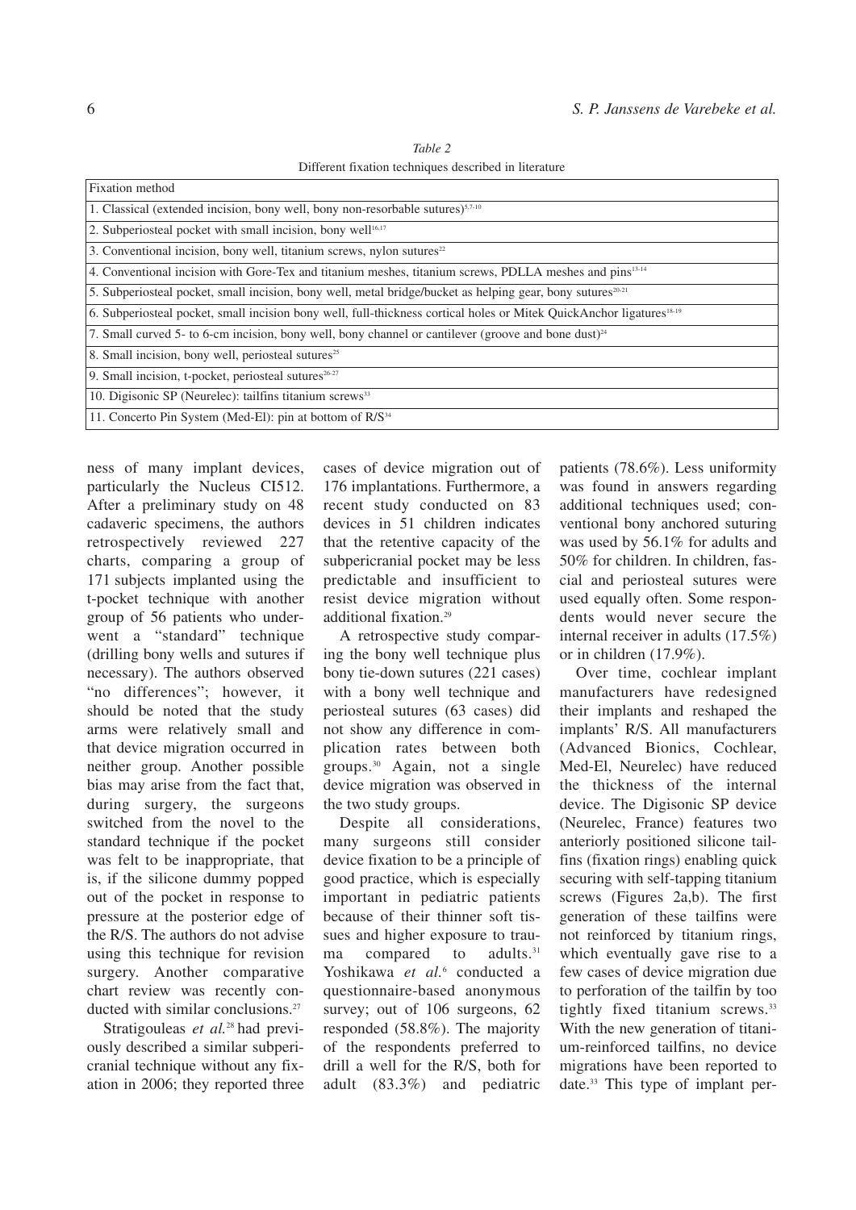*Table 2*
Different fixation techniques described in literature

| Fixation method |
|---|
| 1. Classical (extended incision, bony well, bony non-resorbable sutures)[5,7-10] |
| 2. Subperiosteal pocket with small incision, bony well[16,17] |
| 3. Conventional incision, bony well, titanium screws, nylon sutures[22] |
| 4. Conventional incision with Gore-Tex and titanium meshes, titanium screws, PDLLA meshes and pins[13-14] |
| 5. Subperiosteal pocket, small incision, bony well, metal bridge/bucket as helping gear, bony sutures[20-21] |
| 6. Subperiosteal pocket, small incision bony well, full-thickness cortical holes or Mitek QuickAnchor ligatures[18-19] |
| 7. Small curved 5- to 6-cm incision, bony well, bony channel or cantilever (groove and bone dust)[24] |
| 8. Small incision, bony well, periosteal sutures[25] |
| 9. Small incision, t-pocket, periosteal sutures[26-27] |
| 10. Digisonic SP (Neurelec): tailfins titanium screws[33] |
| 11. Concerto Pin System (Med-El): pin at bottom of R/S[34] |

ness of many implant devices, particularly the Nucleus CI512. After a preliminary study on 48 cadaveric specimens, the authors retrospectively reviewed 227 charts, comparing a group of 171 subjects implanted using the t-pocket technique with another group of 56 patients who underwent a "standard" technique (drilling bony wells and sutures if necessary). The authors observed "no differences"; however, it should be noted that the study arms were relatively small and that device migration occurred in neither group. Another possible bias may arise from the fact that, during surgery, the surgeons switched from the novel to the standard technique if the pocket was felt to be inappropriate, that is, if the silicone dummy popped out of the pocket in response to pressure at the posterior edge of the R/S. The authors do not advise using this technique for revision surgery. Another comparative chart review was recently conducted with similar conclusions.[27]

Stratigouleas *et al.*[28] had previously described a similar subpericranial technique without any fixation in 2006; they reported three cases of device migration out of 176 implantations. Furthermore, a recent study conducted on 83 devices in 51 children indicates that the retentive capacity of the subpericranial pocket may be less predictable and insufficient to resist device migration without additional fixation.[29]

A retrospective study comparing the bony well technique plus bony tie-down sutures (221 cases) with a bony well technique and periosteal sutures (63 cases) did not show any difference in complication rates between both groups.[30] Again, not a single device migration was observed in the two study groups.

Despite all considerations, many surgeons still consider device fixation to be a principle of good practice, which is especially important in pediatric patients because of their thinner soft tissues and higher exposure to trauma compared to adults.[31] Yoshikawa *et al.*[6] conducted a questionnaire-based anonymous survey; out of 106 surgeons, 62 responded (58.8%). The majority of the respondents preferred to drill a well for the R/S, both for adult (83.3%) and pediatric patients (78.6%). Less uniformity was found in answers regarding additional techniques used; conventional bony anchored suturing was used by 56.1% for adults and 50% for children. In children, fascial and periosteal sutures were used equally often. Some respondents would never secure the internal receiver in adults (17.5%) or in children (17.9%).

Over time, cochlear implant manufacturers have redesigned their implants and reshaped the implants' R/S. All manufacturers (Advanced Bionics, Cochlear, Med-El, Neurelec) have reduced the thickness of the internal device. The Digisonic SP device (Neurelec, France) features two anteriorly positioned silicone tailfins (fixation rings) enabling quick securing with self-tapping titanium screws (Figures 2a,b). The first generation of these tailfins were not reinforced by titanium rings, which eventually gave rise to a few cases of device migration due to perforation of the tailfin by too tightly fixed titanium screws.[33] With the new generation of titanium-reinforced tailfins, no device migrations have been reported to date.[33] This type of implant per-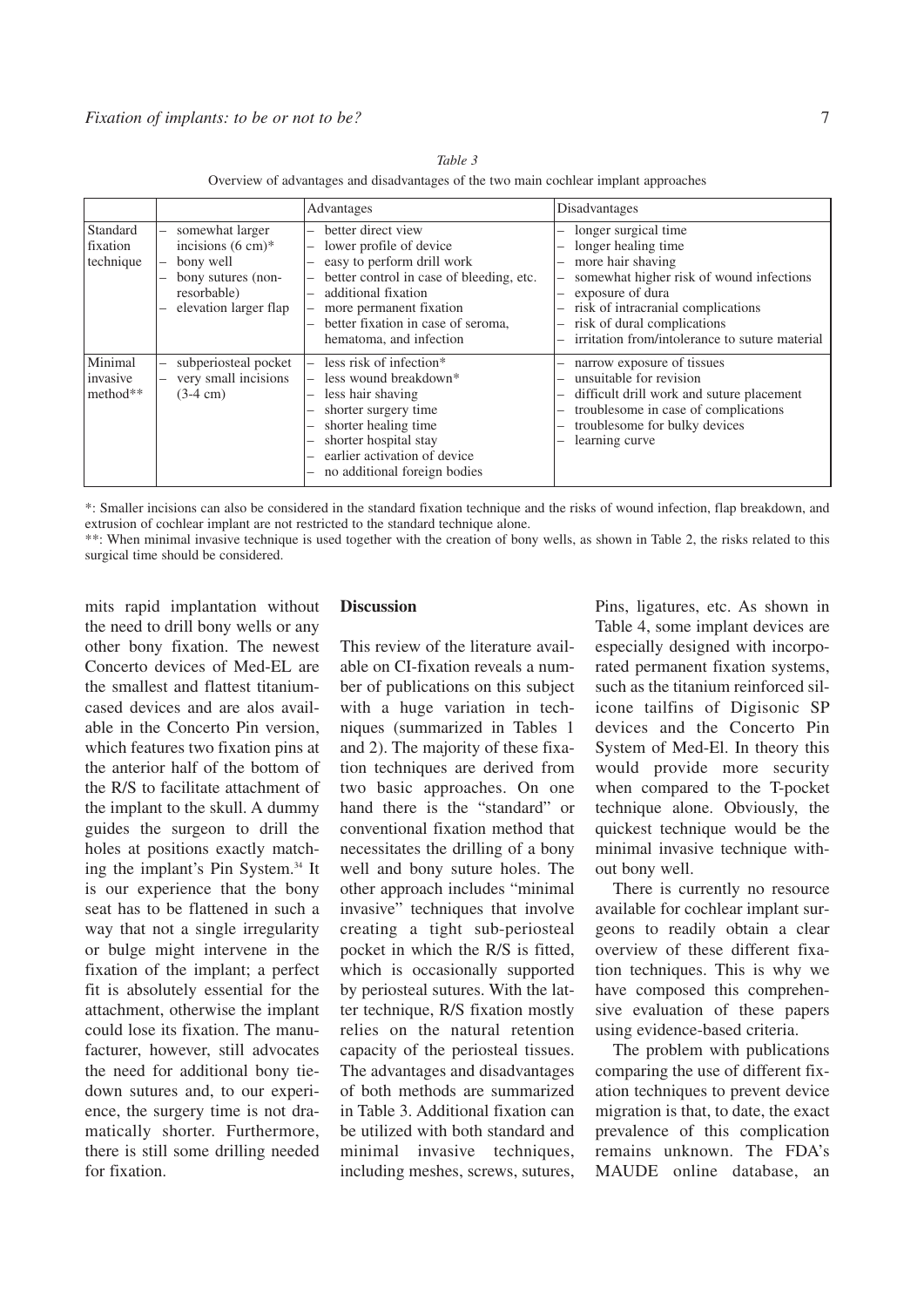Table 3

Overview of advantages and disadvantages of the two main cochlear implant approaches

| | | Advantages | Disadvantages |
|---|---|---|---|
| Standard fixation technique | – somewhat larger incisions (6 cm)*<br>– bony well<br>– bony sutures (non-resorbable)<br>– elevation larger flap | – better direct view<br>– lower profile of device<br>– easy to perform drill work<br>– better control in case of bleeding, etc.<br>– additional fixation<br>– more permanent fixation<br>– better fixation in case of seroma, hematoma, and infection | – longer surgical time<br>– longer healing time<br>– more hair shaving<br>– somewhat higher risk of wound infections<br>– exposure of dura<br>– risk of intracranial complications<br>– risk of dural complications<br>– irritation from/intolerance to suture material |
| Minimal invasive method** | – subperiosteal pocket<br>– very small incisions (3-4 cm) | – less risk of infection*<br>– less wound breakdown*<br>– less hair shaving<br>– shorter surgery time<br>– shorter healing time<br>– shorter hospital stay<br>– earlier activation of device<br>– no additional foreign bodies | – narrow exposure of tissues<br>– unsuitable for revision<br>– difficult drill work and suture placement<br>– troublesome in case of complications<br>– troublesome for bulky devices<br>– learning curve |

*: Smaller incisions can also be considered in the standard fixation technique and the risks of wound infection, flap breakdown, and extrusion of cochlear implant are not restricted to the standard technique alone.

**: When minimal invasive technique is used together with the creation of bony wells, as shown in Table 2, the risks related to this surgical time should be considered.

mits rapid implantation without the need to drill bony wells or any other bony fixation. The newest Concerto devices of Med-EL are the smallest and flattest titanium-cased devices and are alos available in the Concerto Pin version, which features two fixation pins at the anterior half of the bottom of the R/S to facilitate attachment of the implant to the skull. A dummy guides the surgeon to drill the holes at positions exactly matching the implant's Pin System.[34] It is our experience that the bony seat has to be flattened in such a way that not a single irregularity or bulge might intervene in the fixation of the implant; a perfect fit is absolutely essential for the attachment, otherwise the implant could lose its fixation. The manufacturer, however, still advocates the need for additional bony tie-down sutures and, to our experience, the surgery time is not dramatically shorter. Furthermore, there is still some drilling needed for fixation.

## Discussion

This review of the literature available on CI-fixation reveals a number of publications on this subject with a huge variation in techniques (summarized in Tables 1 and 2). The majority of these fixation techniques are derived from two basic approaches. On one hand there is the "standard" or conventional fixation method that necessitates the drilling of a bony well and bony suture holes. The other approach includes "minimal invasive" techniques that involve creating a tight sub-periosteal pocket in which the R/S is fitted, which is occasionally supported by periosteal sutures. With the latter technique, R/S fixation mostly relies on the natural retention capacity of the periosteal tissues. The advantages and disadvantages of both methods are summarized in Table 3. Additional fixation can be utilized with both standard and minimal invasive techniques, including meshes, screws, sutures, Pins, ligatures, etc. As shown in Table 4, some implant devices are especially designed with incorporated permanent fixation systems, such as the titanium reinforced silicone tailfins of Digisonic SP devices and the Concerto Pin System of Med-El. In theory this would provide more security when compared to the T-pocket technique alone. Obviously, the quickest technique would be the minimal invasive technique without bony well.

There is currently no resource available for cochlear implant surgeons to readily obtain a clear overview of these different fixation techniques. This is why we have composed this comprehensive evaluation of these papers using evidence-based criteria.

The problem with publications comparing the use of different fixation techniques to prevent device migration is that, to date, the exact prevalence of this complication remains unknown. The FDA's MAUDE online database, an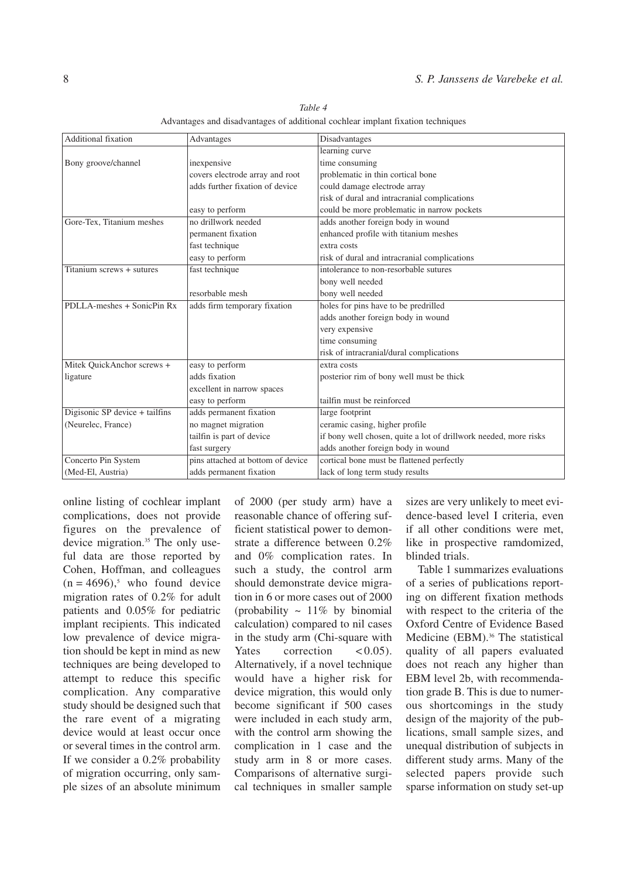*Table 4*
Advantages and disadvantages of additional cochlear implant fixation techniques

| Additional fixation | Advantages | Disadvantages |
|---|---|---|
| Bony groove/channel | inexpensive<br>covers electrode array and root<br>adds further fixation of device<br><br>easy to perform | learning curve<br>time consuming<br>problematic in thin cortical bone<br>could damage electrode array<br>risk of dural and intracranial complications<br>could be more problematic in narrow pockets |
| Gore-Tex, Titanium meshes | no drillwork needed<br>permanent fixation<br>fast technique<br>easy to perform | adds another foreign body in wound<br>enhanced profile with titanium meshes<br>extra costs<br>risk of dural and intracranial complications |
| Titanium screws + sutures | fast technique<br><br>resorbable mesh | intolerance to non-resorbable sutures<br>bony well needed<br>bony well needed |
| PDLLA-meshes + SonicPin Rx | adds firm temporary fixation | holes for pins have to be predrilled<br>adds another foreign body in wound<br>very expensive<br>time consuming<br>risk of intracranial/dural complications |
| Mitek QuickAnchor screws + ligature | easy to perform<br>adds fixation<br>excellent in narrow spaces<br>easy to perform | extra costs<br>posterior rim of bony well must be thick<br><br>tailfin must be reinforced |
| Digisonic SP device + tailfins (Neurelec, France) | adds permanent fixation<br>no magnet migration<br>tailfin is part of device<br>fast surgery | large footprint<br>ceramic casing, higher profile<br>if bony well chosen, quite a lot of drillwork needed, more risks<br>adds another foreign body in wound |
| Concerto Pin System (Med-El, Austria) | pins attached at bottom of device<br>adds permanent fixation | cortical bone must be flattened perfectly<br>lack of long term study results |

online listing of cochlear implant complications, does not provide figures on the prevalence of device migration.[35] The only useful data are those reported by Cohen, Hoffman, and colleagues (n = 4696),[5] who found device migration rates of 0.2% for adult patients and 0.05% for pediatric implant recipients. This indicated low prevalence of device migration should be kept in mind as new techniques are being developed to attempt to reduce this specific complication. Any comparative study should be designed such that the rare event of a migrating device would at least occur once or several times in the control arm. If we consider a 0.2% probability of migration occurring, only sample sizes of an absolute minimum of 2000 (per study arm) have a reasonable chance of offering sufficient statistical power to demonstrate a difference between 0.2% and 0% complication rates. In such a study, the control arm should demonstrate device migration in 6 or more cases out of 2000 (probability ~ 11% by binomial calculation) compared to nil cases in the study arm (Chi-square with Yates correction < 0.05). Alternatively, if a novel technique would have a higher risk for device migration, this would only become significant if 500 cases were included in each study arm, with the control arm showing the complication in 1 case and the study arm in 8 or more cases. Comparisons of alternative surgical techniques in smaller sample sizes are very unlikely to meet evidence-based level I criteria, even if all other conditions were met, like in prospective ramdomized, blinded trials.

Table 1 summarizes evaluations of a series of publications reporting on different fixation methods with respect to the criteria of the Oxford Centre of Evidence Based Medicine (EBM).[36] The statistical quality of all papers evaluated does not reach any higher than EBM level 2b, with recommendation grade B. This is due to numerous shortcomings in the study design of the majority of the publications, small sample sizes, and unequal distribution of subjects in different study arms. Many of the selected papers provide such sparse information on study set-up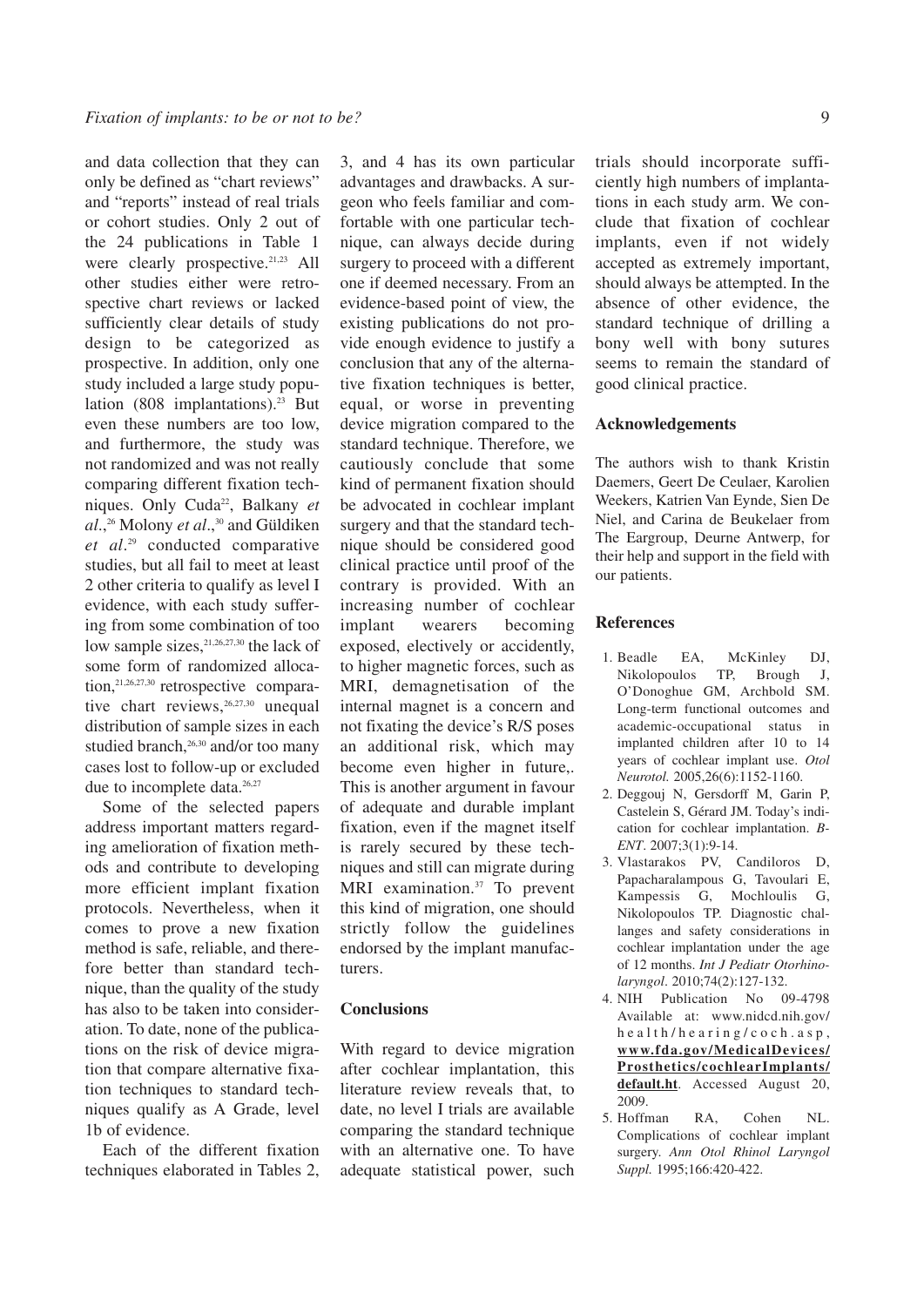and data collection that they can only be defined as "chart reviews" and "reports" instead of real trials or cohort studies. Only 2 out of the 24 publications in Table 1 were clearly prospective.[21,23] All other studies either were retrospective chart reviews or lacked sufficiently clear details of study design to be categorized as prospective. In addition, only one study included a large study population (808 implantations).[23] But even these numbers are too low, and furthermore, the study was not randomized and was not really comparing different fixation techniques. Only Cuda[22], Balkany *et al*.,[26] Molony *et al*.,[30] and Güldiken *et al*.[29] conducted comparative studies, but all fail to meet at least 2 other criteria to qualify as level I evidence, with each study suffering from some combination of too low sample sizes,[21,26,27,30] the lack of some form of randomized allocation,[21,26,27,30] retrospective comparative chart reviews,[26,27,30] unequal distribution of sample sizes in each studied branch,[26,30] and/or too many cases lost to follow-up or excluded due to incomplete data.[26,27]

Some of the selected papers address important matters regarding amelioration of fixation methods and contribute to developing more efficient implant fixation protocols. Nevertheless, when it comes to prove a new fixation method is safe, reliable, and therefore better than standard technique, than the quality of the study has also to be taken into consideration. To date, none of the publications on the risk of device migration that compare alternative fixation techniques to standard techniques qualify as A Grade, level 1b of evidence.

Each of the different fixation techniques elaborated in Tables 2, 3, and 4 has its own particular advantages and drawbacks. A surgeon who feels familiar and comfortable with one particular technique, can always decide during surgery to proceed with a different one if deemed necessary. From an evidence-based point of view, the existing publications do not provide enough evidence to justify a conclusion that any of the alternative fixation techniques is better, equal, or worse in preventing device migration compared to the standard technique. Therefore, we cautiously conclude that some kind of permanent fixation should be advocated in cochlear implant surgery and that the standard technique should be considered good clinical practice until proof of the contrary is provided. With an increasing number of cochlear implant wearers becoming exposed, electively or accidently, to higher magnetic forces, such as MRI, demagnetisation of the internal magnet is a concern and not fixating the device's R/S poses an additional risk, which may become even higher in future,. This is another argument in favour of adequate and durable implant fixation, even if the magnet itself is rarely secured by these techniques and still can migrate during MRI examination.[37] To prevent this kind of migration, one should strictly follow the guidelines endorsed by the implant manufacturers.

## Conclusions

With regard to device migration after cochlear implantation, this literature review reveals that, to date, no level I trials are available comparing the standard technique with an alternative one. To have adequate statistical power, such trials should incorporate sufficiently high numbers of implantations in each study arm. We conclude that fixation of cochlear implants, even if not widely accepted as extremely important, should always be attempted. In the absence of other evidence, the standard technique of drilling a bony well with bony sutures seems to remain the standard of good clinical practice.

## Acknowledgements

The authors wish to thank Kristin Daemers, Geert De Ceulaer, Karolien Weekers, Katrien Van Eynde, Sien De Niel, and Carina de Beukelaer from The Eargroup, Deurne Antwerp, for their help and support in the field with our patients.

## References

1. Beadle EA, McKinley DJ, Nikolopoulos TP, Brough J, O'Donoghue GM, Archbold SM. Long-term functional outcomes and academic-occupational status in implanted children after 10 to 14 years of cochlear implant use. *Otol Neurotol.* 2005,26(6):1152-1160.
2. Deggouj N, Gersdorff M, Garin P, Castelein S, Gérard JM. Today's indication for cochlear implantation. *B-ENT*. 2007;3(1):9-14.
3. Vlastarakos PV, Candiloros D, Papacharalampous G, Tavoulari E, Kampessis G, Mochloulis G, Nikolopoulos TP. Diagnostic challanges and safety considerations in cochlear implantation under the age of 12 months. *Int J Pediatr Otorhinolaryngol*. 2010;74(2):127-132.
4. NIH Publication No 09-4798 Available at: www.nidcd.nih.gov/health/hearing/coch.asp, **www.fda.gov/MedicalDevices/Prosthetics/cochlearImplants/default.ht**. Accessed August 20, 2009.
5. Hoffman RA, Cohen NL. Complications of cochlear implant surgery. *Ann Otol Rhinol Laryngol Suppl.* 1995;166:420-422.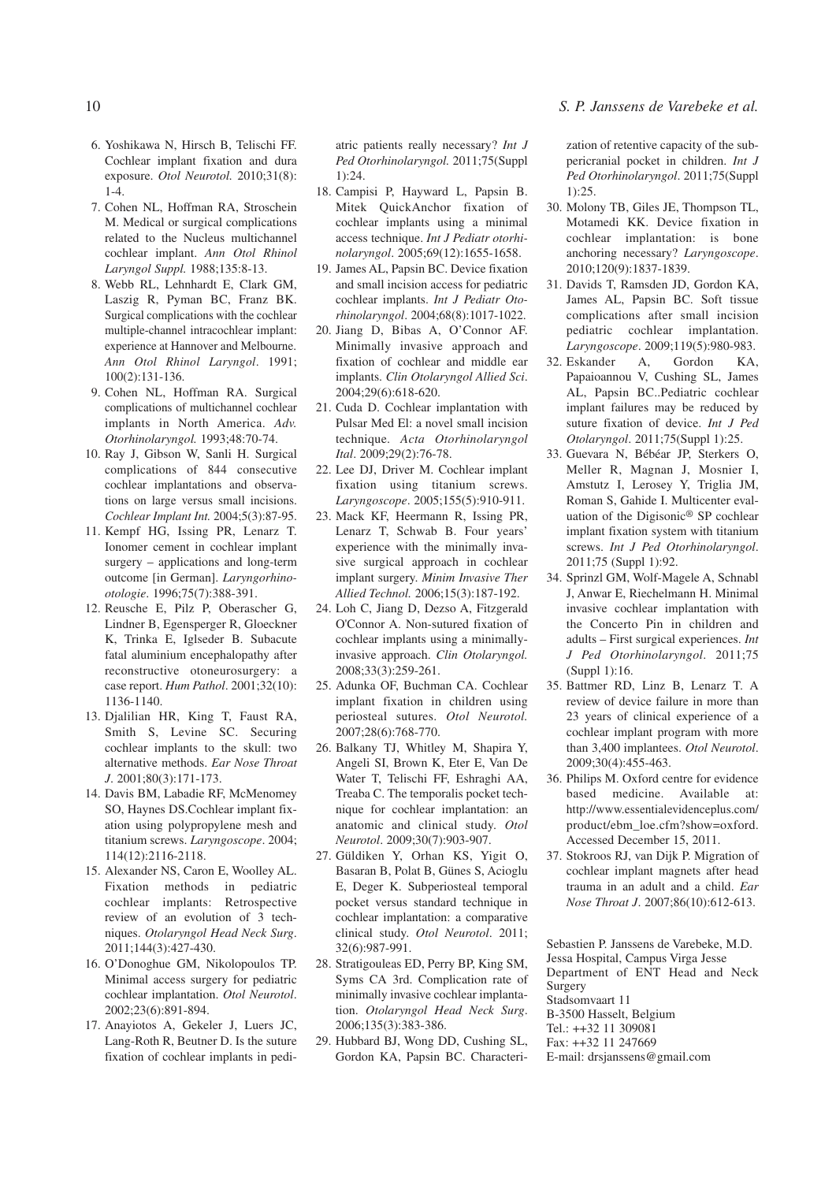6. Yoshikawa N, Hirsch B, Telischi FF. Cochlear implant fixation and dura exposure. *Otol Neurotol.* 2010;31(8): 1-4.
7. Cohen NL, Hoffman RA, Stroschein M. Medical or surgical complications related to the Nucleus multichannel cochlear implant. *Ann Otol Rhinol Laryngol Suppl.* 1988;135:8-13.
8. Webb RL, Lehnhardt E, Clark GM, Laszig R, Pyman BC, Franz BK. Surgical complications with the cochlear multiple-channel intracochlear implant: experience at Hannover and Melbourne. *Ann Otol Rhinol Laryngol*. 1991; 100(2):131-136.
9. Cohen NL, Hoffman RA. Surgical complications of multichannel cochlear implants in North America. *Adv. Otorhinolaryngol.* 1993;48:70-74.
10. Ray J, Gibson W, Sanli H. Surgical complications of 844 consecutive cochlear implantations and observations on large versus small incisions. *Cochlear Implant Int.* 2004;5(3):87-95.
11. Kempf HG, Issing PR, Lenarz T. Ionomer cement in cochlear implant surgery – applications and long-term outcome [in German]. *Laryngorhinootologie*. 1996;75(7):388-391.
12. Reusche E, Pilz P, Oberascher G, Lindner B, Egensperger R, Gloeckner K, Trinka E, Iglseder B. Subacute fatal aluminium encephalopathy after reconstructive otoneurosurgery: a case report. *Hum Pathol*. 2001;32(10): 1136-1140.
13. Djalilian HR, King T, Faust RA, Smith S, Levine SC. Securing cochlear implants to the skull: two alternative methods. *Ear Nose Throat J*. 2001;80(3):171-173.
14. Davis BM, Labadie RF, McMenomey SO, Haynes DS.Cochlear implant fixation using polypropylene mesh and titanium screws. *Laryngoscope*. 2004; 114(12):2116-2118.
15. Alexander NS, Caron E, Woolley AL. Fixation methods in pediatric cochlear implants: Retrospective review of an evolution of 3 techniques. *Otolaryngol Head Neck Surg*. 2011;144(3):427-430.
16. O'Donoghue GM, Nikolopoulos TP. Minimal access surgery for pediatric cochlear implantation. *Otol Neurotol*. 2002;23(6):891-894.
17. Anayiotos A, Gekeler J, Luers JC, Lang-Roth R, Beutner D. Is the suture fixation of cochlear implants in pediatric patients really necessary? *Int J Ped Otorhinolaryngol.* 2011;75(Suppl 1):24.
18. Campisi P, Hayward L, Papsin B. Mitek QuickAnchor fixation of cochlear implants using a minimal access technique. *Int J Pediatr otorhinolaryngol*. 2005;69(12):1655-1658.
19. James AL, Papsin BC. Device fixation and small incision access for pediatric cochlear implants. *Int J Pediatr Otorhinolaryngol*. 2004;68(8):1017-1022.
20. Jiang D, Bibas A, O'Connor AF. Minimally invasive approach and fixation of cochlear and middle ear implants. *Clin Otolaryngol Allied Sci*. 2004;29(6):618-620.
21. Cuda D. Cochlear implantation with Pulsar Med El: a novel small incision technique. *Acta Otorhinolaryngol Ital*. 2009;29(2):76-78.
22. Lee DJ, Driver M. Cochlear implant fixation using titanium screws. *Laryngoscope*. 2005;155(5):910-911.
23. Mack KF, Heermann R, Issing PR, Lenarz T, Schwab B. Four years' experience with the minimally invasive surgical approach in cochlear implant surgery. *Minim Invasive Ther Allied Technol.* 2006;15(3):187-192.
24. Loh C, Jiang D, Dezso A, Fitzgerald O'Connor A. Non-sutured fixation of cochlear implants using a minimally-invasive approach. *Clin Otolaryngol.* 2008;33(3):259-261.
25. Adunka OF, Buchman CA. Cochlear implant fixation in children using periosteal sutures. *Otol Neurotol.* 2007;28(6):768-770.
26. Balkany TJ, Whitley M, Shapira Y, Angeli SI, Brown K, Eter E, Van De Water T, Telischi FF, Eshraghi AA, Treaba C. The temporalis pocket technique for cochlear implantation: an anatomic and clinical study. *Otol Neurotol*. 2009;30(7):903-907.
27. Güldiken Y, Orhan KS, Yigit O, Basaran B, Polat B, Günes S, Acioglu E, Deger K. Subperiosteal temporal pocket versus standard technique in cochlear implantation: a comparative clinical study. *Otol Neurotol*. 2011; 32(6):987-991.
28. Stratigouleas ED, Perry BP, King SM, Syms CA 3rd. Complication rate of minimally invasive cochlear implantation. *Otolaryngol Head Neck Surg*. 2006;135(3):383-386.
29. Hubbard BJ, Wong DD, Cushing SL, Gordon KA, Papsin BC. Characterization of retentive capacity of the subpericranial pocket in children. *Int J Ped Otorhinolaryngol*. 2011;75(Suppl 1):25.
30. Molony TB, Giles JE, Thompson TL, Motamedi KK. Device fixation in cochlear implantation: is bone anchoring necessary? *Laryngoscope*. 2010;120(9):1837-1839.
31. Davids T, Ramsden JD, Gordon KA, James AL, Papsin BC. Soft tissue complications after small incision pediatric cochlear implantation. *Laryngoscope*. 2009;119(5):980-983.
32. Eskander A, Gordon KA, Papaioannou V, Cushing SL, James AL, Papsin BC..Pediatric cochlear implant failures may be reduced by suture fixation of device. *Int J Ped Otolaryngol*. 2011;75(Suppl 1):25.
33. Guevara N, Bébéar JP, Sterkers O, Meller R, Magnan J, Mosnier I, Amstutz I, Lerosey Y, Triglia JM, Roman S, Gahide I. Multicenter evaluation of the Digisonic® SP cochlear implant fixation system with titanium screws. *Int J Ped Otorhinolaryngol*. 2011;75 (Suppl 1):92.
34. Sprinzl GM, Wolf-Magele A, Schnabl J, Anwar E, Riechelmann H. Minimal invasive cochlear implantation with the Concerto Pin in children and adults – First surgical experiences. *Int J Ped Otorhinolaryngol*. 2011;75 (Suppl 1):16.
35. Battmer RD, Linz B, Lenarz T. A review of device failure in more than 23 years of clinical experience of a cochlear implant program with more than 3,400 implantees. *Otol Neurotol*. 2009;30(4):455-463.
36. Philips M. Oxford centre for evidence based medicine. Available at: http://www.essentialevidenceplus.com/product/ebm_loe.cfm?show=oxford. Accessed December 15, 2011.
37. Stokroos RJ, van Dijk P. Migration of cochlear implant magnets after head trauma in an adult and a child. *Ear Nose Throat J*. 2007;86(10):612-613.

Sebastien P. Janssens de Varebeke, M.D.
Jessa Hospital, Campus Virga Jesse
Department of ENT Head and Neck Surgery
Stadsomvaart 11
B-3500 Hasselt, Belgium
Tel.: ++32 11 309081
Fax: ++32 11 247669
E-mail: drsjanssens@gmail.com